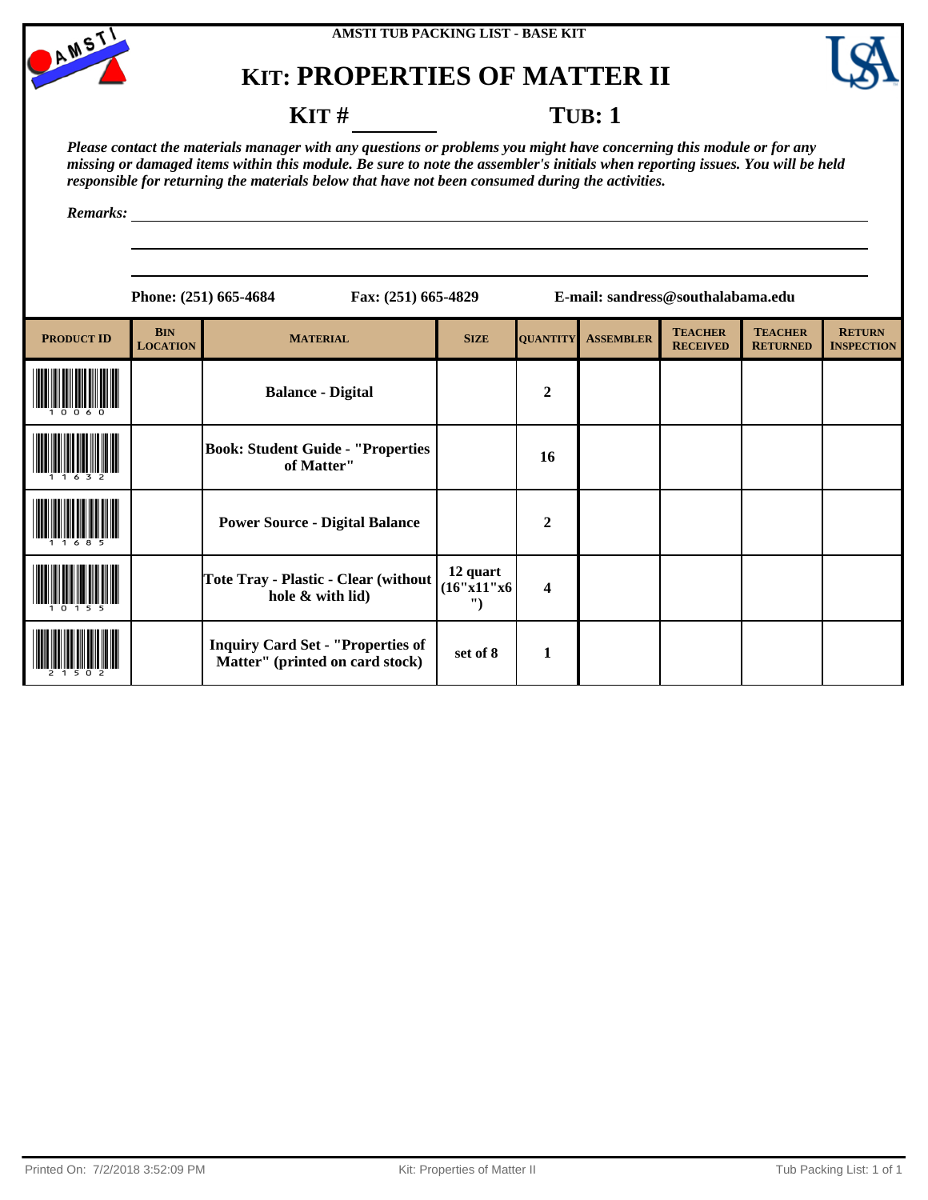AMSTI TUB PACKING LIST - BASE KIT

# KIT: PROPERTIES OF MATTER II

**KIT # ________ TUB: 1**

***Please contact the materials manager with any questions or problems you might have concerning this module or for any missing or damaged items within this module. Be sure to note the assembler's initials when reporting issues. You will be held responsible for returning the materials below that have not been consumed during the activities.***

***Remarks:*** ________________________________________________

**Phone: (251) 665-4684 Fax: (251) 665-4829 E-mail: sandress@southalabama.edu**

| PRODUCT ID | BIN LOCATION | MATERIAL | SIZE | QUANTITY | ASSEMBLER | TEACHER RECEIVED | TEACHER RETURNED | RETURN INSPECTION |
|---|---|---|---|---|---|---|---|---|
| 10060 | | Balance - Digital | | 2 | | | | |
| 11632 | | Book: Student Guide - "Properties of Matter" | | 16 | | | | |
| 11685 | | Power Source - Digital Balance | | 2 | | | | |
| 10155 | | Tote Tray - Plastic - Clear (without hole & with lid) | 12 quart (16"x11"x6") | 4 | | | | |
| 21502 | | Inquiry Card Set - "Properties of Matter" (printed on card stock) | set of 8 | 1 | | | | |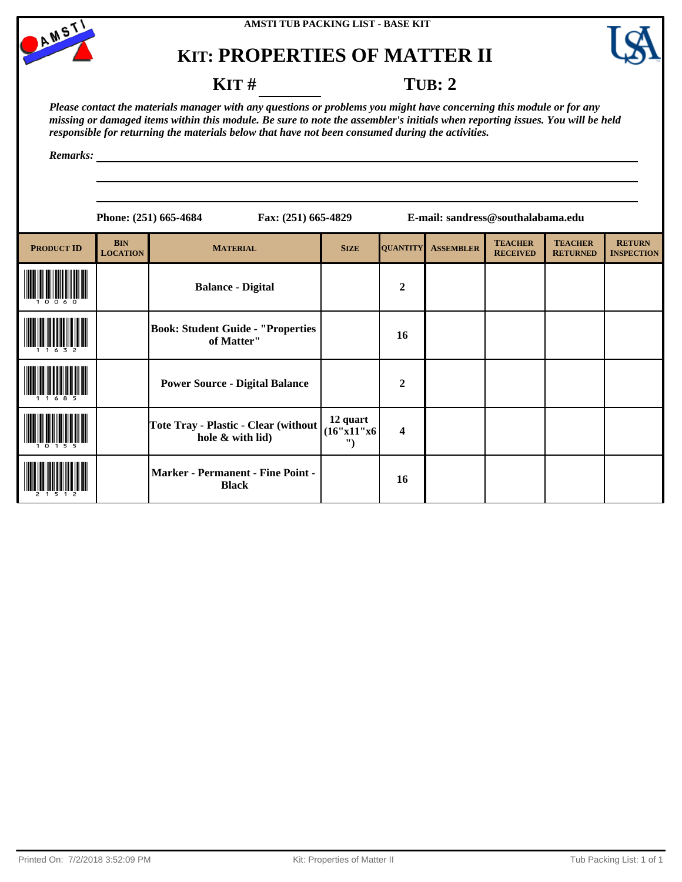AMSTI TUB PACKING LIST - BASE KIT

# KIT: PROPERTIES OF MATTER II

**KIT #** ________ **TUB: 2**

***Please contact the materials manager with any questions or problems you might have concerning this module or for any missing or damaged items within this module. Be sure to note the assembler's initials when reporting issues. You will be held responsible for returning the materials below that have not been consumed during the activities.***

***Remarks:*** ____________________________________________

**Phone: (251) 665-4684** **Fax: (251) 665-4829** **E-mail: sandress@southalabama.edu**

| PRODUCT ID | BIN LOCATION | MATERIAL | SIZE | QUANTITY | ASSEMBLER | TEACHER RECEIVED | TEACHER RETURNED | RETURN INSPECTION |
|---|---|---|---|---|---|---|---|---|
| 10060 | | Balance - Digital | | 2 | | | | |
| 11632 | | Book: Student Guide - "Properties of Matter" | | 16 | | | | |
| 11685 | | Power Source - Digital Balance | | 2 | | | | |
| 10155 | | Tote Tray - Plastic - Clear (without hole & with lid) | 12 quart (16"x11"x6") | 4 | | | | |
| 21512 | | Marker - Permanent - Fine Point - Black | | 16 | | | | |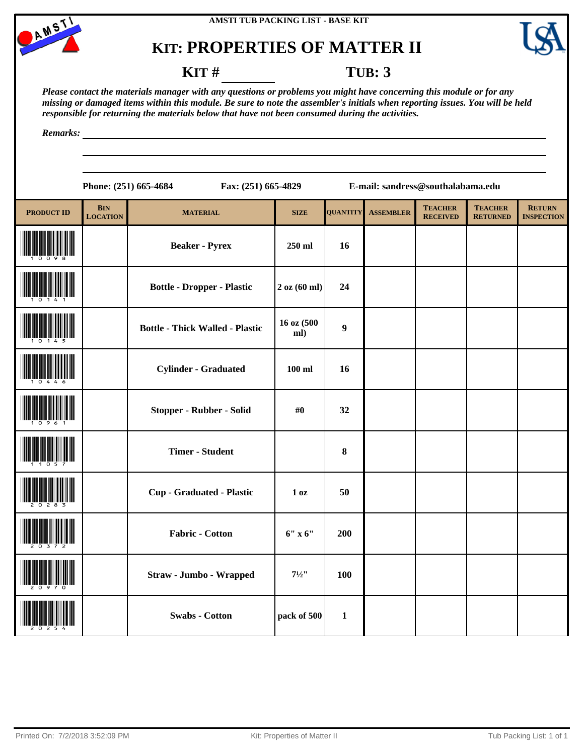AMSTI TUB PACKING LIST - BASE KIT

# KIT: PROPERTIES OF MATTER II

**KIT #** ________ **TUB: 3**

*Please contact the materials manager with any questions or problems you might have concerning this module or for any missing or damaged items within this module. Be sure to note the assembler's initials when reporting issues. You will be held responsible for returning the materials below that have not been consumed during the activities.*

*Remarks:* ____________________________________________

**Phone: (251) 665-4684** **Fax: (251) 665-4829** **E-mail: sandress@southalabama.edu**

| PRODUCT ID | BIN LOCATION | MATERIAL | SIZE | QUANTITY | ASSEMBLER | TEACHER RECEIVED | TEACHER RETURNED | RETURN INSPECTION |
|---|---|---|---|---|---|---|---|---|
| 10098 | | Beaker - Pyrex | 250 ml | 16 | | | | |
| 10141 | | Bottle - Dropper - Plastic | 2 oz (60 ml) | 24 | | | | |
| 10145 | | Bottle - Thick Walled - Plastic | 16 oz (500 ml) | 9 | | | | |
| 10446 | | Cylinder - Graduated | 100 ml | 16 | | | | |
| 10961 | | Stopper - Rubber - Solid | #0 | 32 | | | | |
| 11057 | | Timer - Student | | 8 | | | | |
| 20283 | | Cup - Graduated - Plastic | 1 oz | 50 | | | | |
| 20372 | | Fabric - Cotton | 6" x 6" | 200 | | | | |
| 20970 | | Straw - Jumbo - Wrapped | 7½" | 100 | | | | |
| 20254 | | Swabs - Cotton | pack of 500 | 1 | | | | |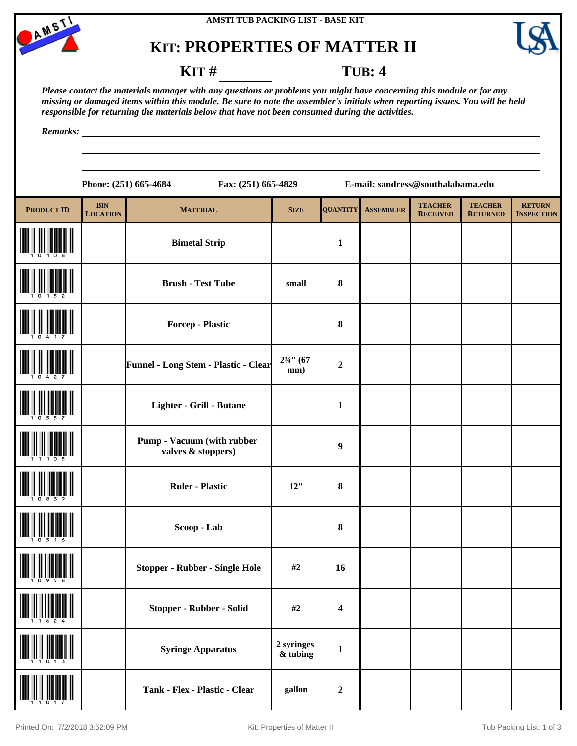AMSTI TUB PACKING LIST - BASE KIT

# KIT: PROPERTIES OF MATTER II

**KIT #** ________ **TUB: 4**

***Please contact the materials manager with any questions or problems you might have concerning this module or for any missing or damaged items within this module. Be sure to note the assembler's initials when reporting issues. You will be held responsible for returning the materials below that have not been consumed during the activities.***

***Remarks:*** ____________________________________________

**Phone: (251) 665-4684** **Fax: (251) 665-4829** **E-mail: sandress@southalabama.edu**

| PRODUCT ID | BIN LOCATION | MATERIAL | SIZE | QUANTITY | ASSEMBLER | TEACHER RECEIVED | TEACHER RETURNED | RETURN INSPECTION |
|---|---|---|---|---|---|---|---|---|
| 10108 | | Bimetal Strip | | 1 | | | | |
| 10152 | | Brush - Test Tube | small | 8 | | | | |
| 10417 | | Forcep - Plastic | | 8 | | | | |
| 10427 | | Funnel - Long Stem - Plastic - Clear | 2¾" (67 mm) | 2 | | | | |
| 10557 | | Lighter - Grill - Butane | | 1 | | | | |
| 11105 | | Pump - Vacuum (with rubber valves & stoppers) | | 9 | | | | |
| 10839 | | Ruler - Plastic | 12" | 8 | | | | |
| 10516 | | Scoop - Lab | | 8 | | | | |
| 10958 | | Stopper - Rubber - Single Hole | #2 | 16 | | | | |
| 11624 | | Stopper - Rubber - Solid | #2 | 4 | | | | |
| 11013 | | Syringe Apparatus | 2 syringes & tubing | 1 | | | | |
| 11017 | | Tank - Flex - Plastic - Clear | gallon | 2 | | | | |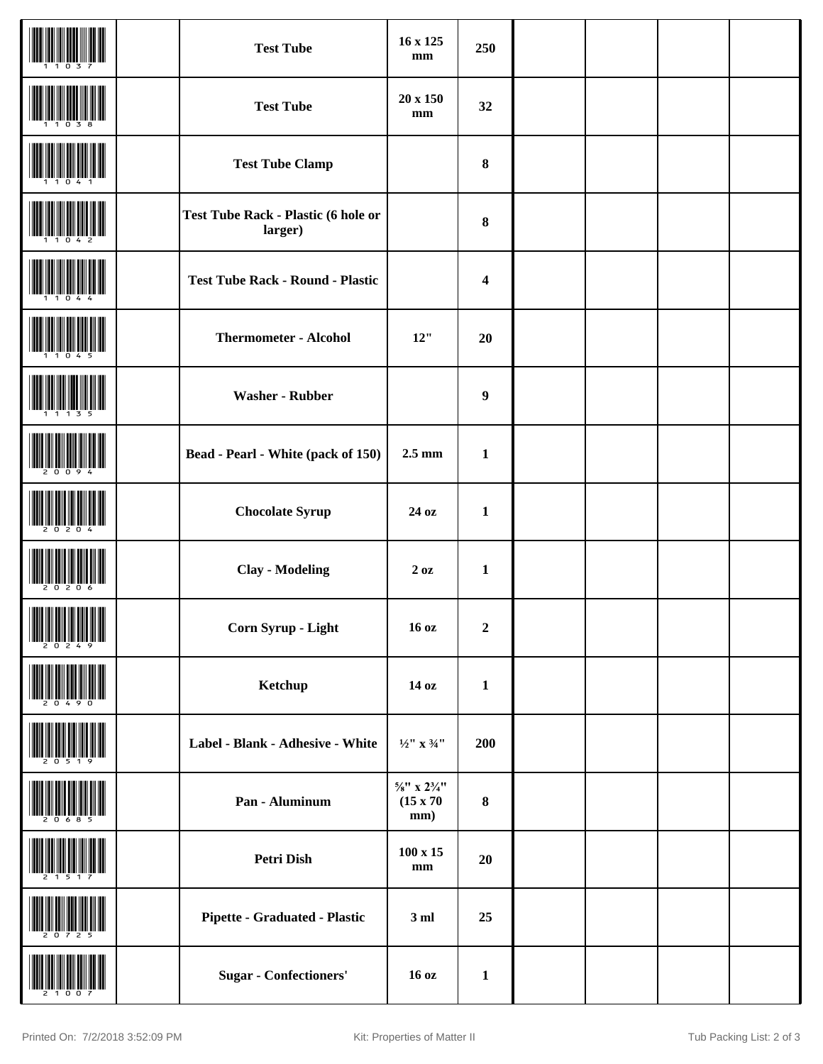| | | | | | | | | |
|---|---|---|---|---|---|---|---|---|
| 11037 | | **Test Tube** | **16 x 125 mm** | **250** | | | | |
| 11038 | | **Test Tube** | **20 x 150 mm** | **32** | | | | |
| 11041 | | **Test Tube Clamp** | | **8** | | | | |
| 11042 | | **Test Tube Rack - Plastic (6 hole or larger)** | | **8** | | | | |
| 11044 | | **Test Tube Rack - Round - Plastic** | | **4** | | | | |
| 11045 | | **Thermometer - Alcohol** | **12"** | **20** | | | | |
| 11135 | | **Washer - Rubber** | | **9** | | | | |
| 20094 | | **Bead - Pearl - White (pack of 150)** | **2.5 mm** | **1** | | | | |
| 20204 | | **Chocolate Syrup** | **24 oz** | **1** | | | | |
| 20206 | | **Clay - Modeling** | **2 oz** | **1** | | | | |
| 20249 | | **Corn Syrup - Light** | **16 oz** | **2** | | | | |
| 20490 | | **Ketchup** | **14 oz** | **1** | | | | |
| 20519 | | **Label - Blank - Adhesive - White** | **½" x ¾"** | **200** | | | | |
| 20685 | | **Pan - Aluminum** | **⅝" x 2¾" (15 x 70 mm)** | **8** | | | | |
| 21517 | | **Petri Dish** | **100 x 15 mm** | **20** | | | | |
| 20725 | | **Pipette - Graduated - Plastic** | **3 ml** | **25** | | | | |
| 21007 | | **Sugar - Confectioners'** | **16 oz** | **1** | | | | |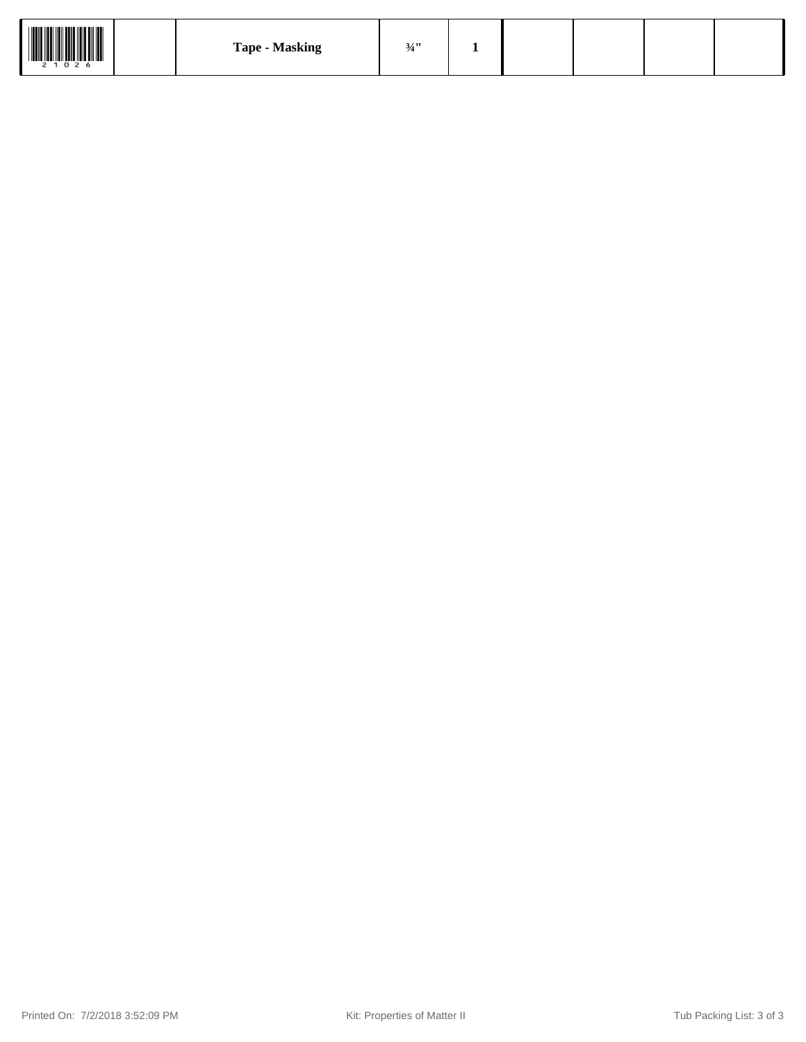| 21026 | | Tape - Masking | ¾" | 1 | | | | |
|---|---|---|---|---|---|---|---|---|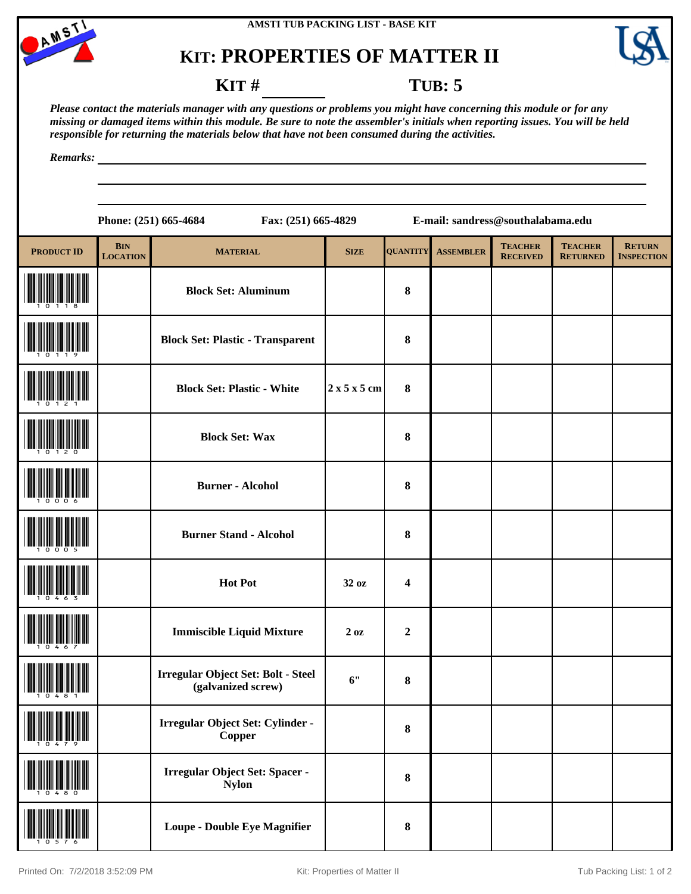AMSTI TUB PACKING LIST - BASE KIT

# KIT: PROPERTIES OF MATTER II

**KIT # ________** **TUB: 5**

***Please contact the materials manager with any questions or problems you might have concerning this module or for any missing or damaged items within this module. Be sure to note the assembler's initials when reporting issues. You will be held responsible for returning the materials below that have not been consumed during the activities.***

***Remarks:*** ____________________________________________

**Phone: (251) 665-4684** **Fax: (251) 665-4829** **E-mail: sandress@southalabama.edu**

| PRODUCT ID | BIN LOCATION | MATERIAL | SIZE | QUANTITY | ASSEMBLER | TEACHER RECEIVED | TEACHER RETURNED | RETURN INSPECTION |
|---|---|---|---|---|---|---|---|---|
| 10118 | | **Block Set: Aluminum** | | **8** | | | | |
| 10119 | | **Block Set: Plastic - Transparent** | | **8** | | | | |
| 10121 | | **Block Set: Plastic - White** | **2 x 5 x 5 cm** | **8** | | | | |
| 10120 | | **Block Set: Wax** | | **8** | | | | |
| 10006 | | **Burner - Alcohol** | | **8** | | | | |
| 10005 | | **Burner Stand - Alcohol** | | **8** | | | | |
| 10463 | | **Hot Pot** | **32 oz** | **4** | | | | |
| 10467 | | **Immiscible Liquid Mixture** | **2 oz** | **2** | | | | |
| 10481 | | **Irregular Object Set: Bolt - Steel (galvanized screw)** | **6"** | **8** | | | | |
| 10479 | | **Irregular Object Set: Cylinder - Copper** | | **8** | | | | |
| 10480 | | **Irregular Object Set: Spacer - Nylon** | | **8** | | | | |
| 10576 | | **Loupe - Double Eye Magnifier** | | **8** | | | | |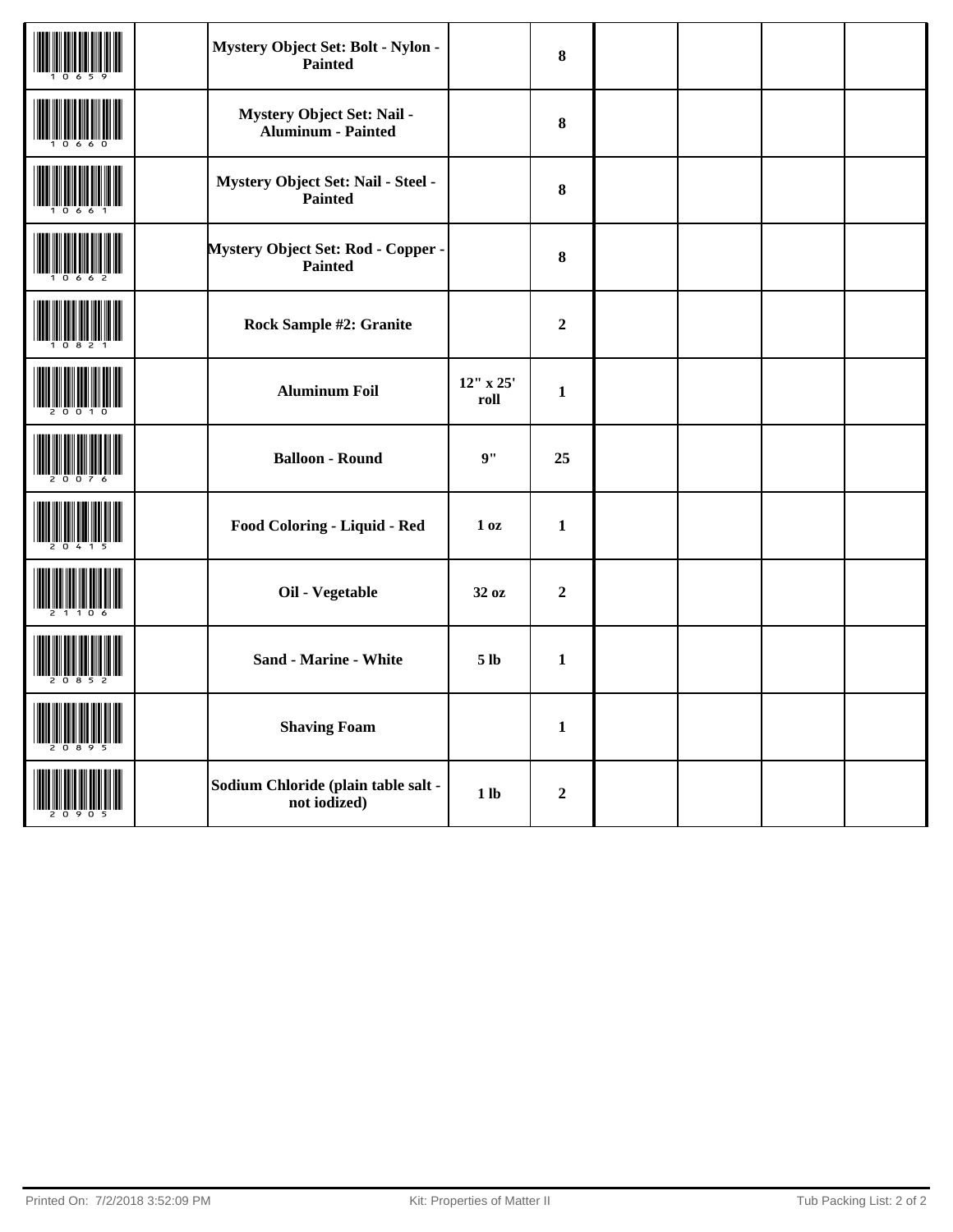| | | | | | | | | |
|---|---|---|---|---|---|---|---|---|
| 10659 | | Mystery Object Set: Bolt - Nylon - Painted | | 8 | | | | |
| 10660 | | Mystery Object Set: Nail - Aluminum - Painted | | 8 | | | | |
| 10661 | | Mystery Object Set: Nail - Steel - Painted | | 8 | | | | |
| 10662 | | Mystery Object Set: Rod - Copper - Painted | | 8 | | | | |
| 10821 | | Rock Sample #2: Granite | | 2 | | | | |
| 20010 | | Aluminum Foil | 12" x 25' roll | 1 | | | | |
| 20076 | | Balloon - Round | 9" | 25 | | | | |
| 20415 | | Food Coloring - Liquid - Red | 1 oz | 1 | | | | |
| 21106 | | Oil - Vegetable | 32 oz | 2 | | | | |
| 20852 | | Sand - Marine - White | 5 lb | 1 | | | | |
| 20895 | | Shaving Foam | | 1 | | | | |
| 20905 | | Sodium Chloride (plain table salt - not iodized) | 1 lb | 2 | | | | |

Printed On: 7/2/2018 3:52:09 PM Kit: Properties of Matter II Tub Packing List: 2 of 2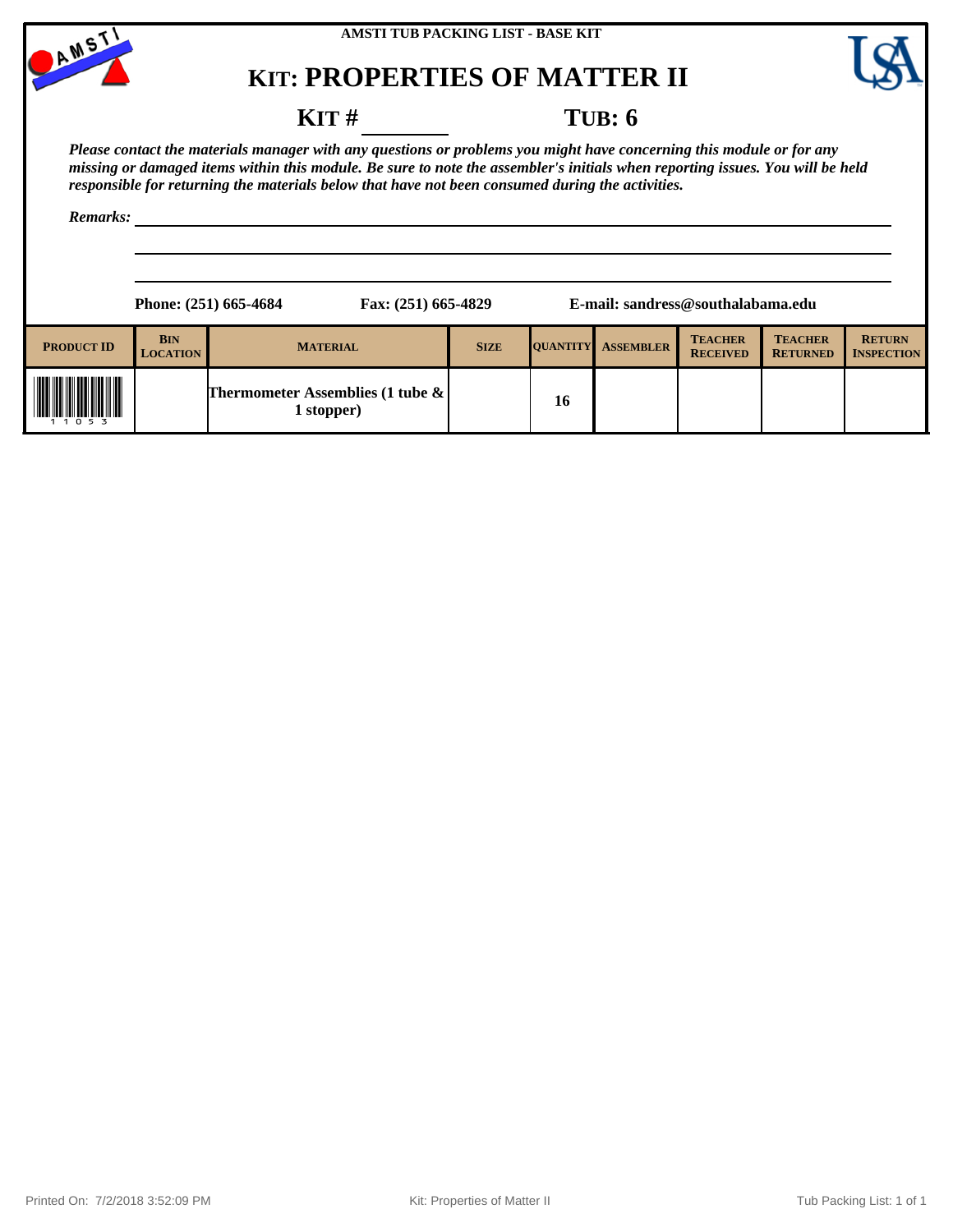AMSTI TUB PACKING LIST - BASE KIT

# KIT: PROPERTIES OF MATTER II

**KIT # ________** **TUB: 6**

***Please contact the materials manager with any questions or problems you might have concerning this module or for any missing or damaged items within this module. Be sure to note the assembler's initials when reporting issues. You will be held responsible for returning the materials below that have not been consumed during the activities.***

***Remarks:*** ______________________________

**Phone: (251) 665-4684** **Fax: (251) 665-4829** **E-mail: sandress@southalabama.edu**

| PRODUCT ID | BIN LOCATION | MATERIAL | SIZE | QUANTITY | ASSEMBLER | TEACHER RECEIVED | TEACHER RETURNED | RETURN INSPECTION |
|---|---|---|---|---|---|---|---|---|
| 11053 | | Thermometer Assemblies (1 tube & 1 stopper) | | 16 | | | | |

Printed On: 7/2/2018 3:52:09 PM Kit: Properties of Matter II